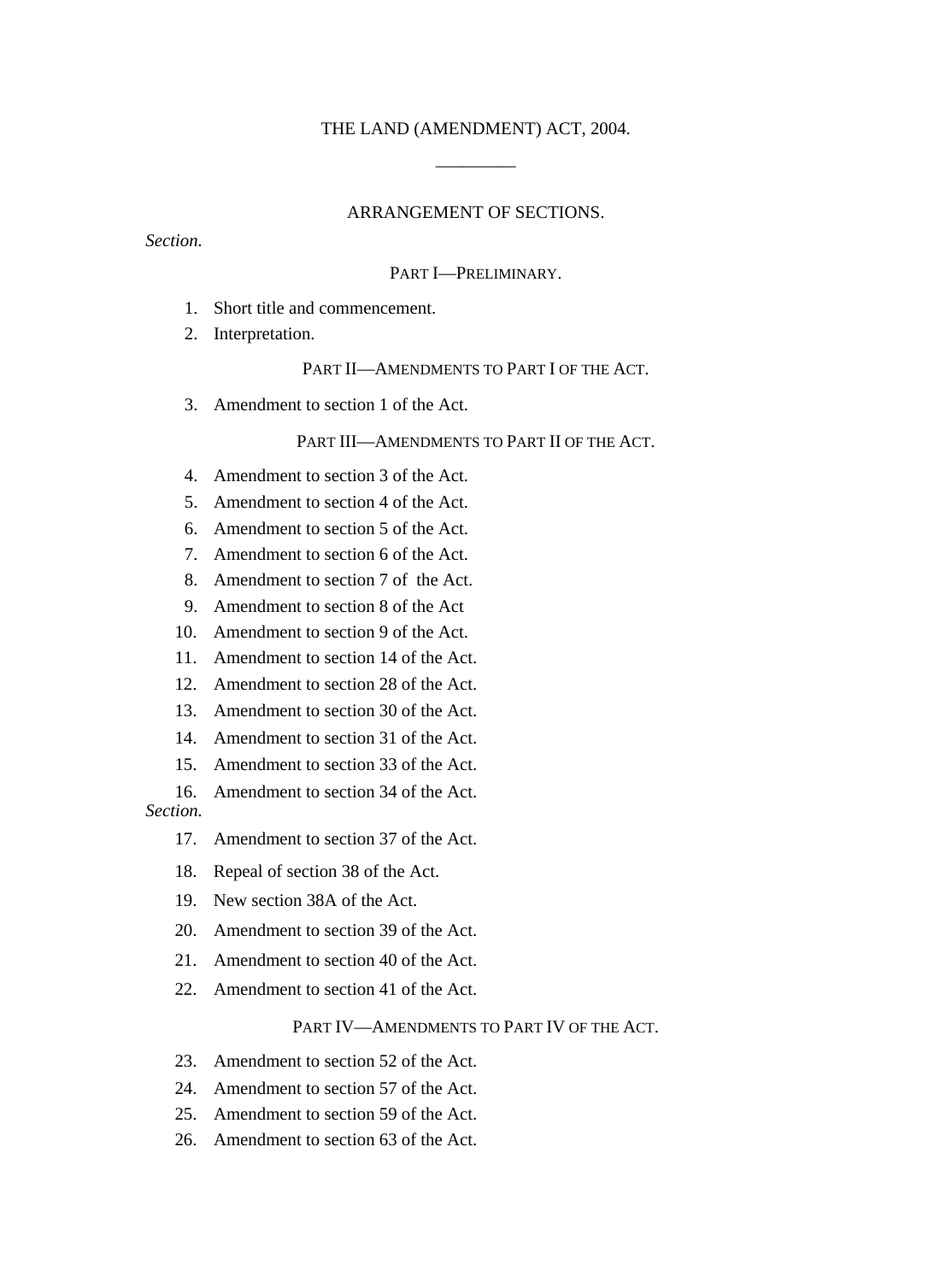# THE LAND (AMENDMENT) ACT, 2004.

---

## ARRANGEMENT OF SECTIONS.

*Section.*

### PART I—PRELIMINARY.

1. Short title and commencement.
2. Interpretation.

### PART II—AMENDMENTS TO PART I OF THE ACT.

3. Amendment to section 1 of the Act.

### PART III—AMENDMENTS TO PART II OF THE ACT.

4. Amendment to section 3 of the Act.
5. Amendment to section 4 of the Act.
6. Amendment to section 5 of the Act.
7. Amendment to section 6 of the Act.
8. Amendment to section 7 of the Act.
9. Amendment to section 8 of the Act
10. Amendment to section 9 of the Act.
11. Amendment to section 14 of the Act.
12. Amendment to section 28 of the Act.
13. Amendment to section 30 of the Act.
14. Amendment to section 31 of the Act.
15. Amendment to section 33 of the Act.
16. Amendment to section 34 of the Act.

*Section.*

17. Amendment to section 37 of the Act.
18. Repeal of section 38 of the Act.
19. New section 38A of the Act.
20. Amendment to section 39 of the Act.
21. Amendment to section 40 of the Act.
22. Amendment to section 41 of the Act.

### PART IV—AMENDMENTS TO PART IV OF THE ACT.

23. Amendment to section 52 of the Act.
24. Amendment to section 57 of the Act.
25. Amendment to section 59 of the Act.
26. Amendment to section 63 of the Act.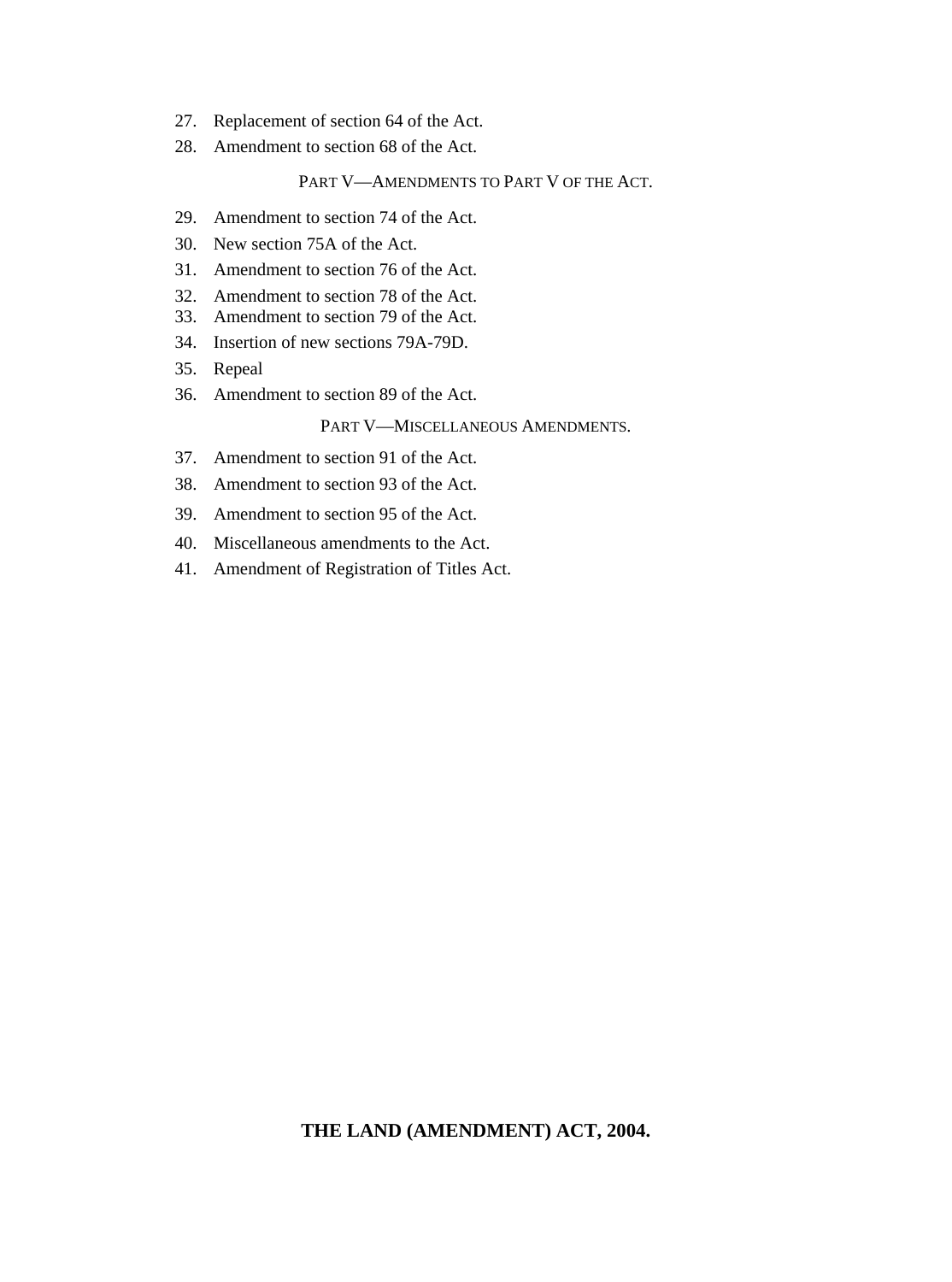27. Replacement of section 64 of the Act.
28. Amendment to section 68 of the Act.

PART V—AMENDMENTS TO PART V OF THE ACT.

29. Amendment to section 74 of the Act.
30. New section 75A of the Act.
31. Amendment to section 76 of the Act.
32. Amendment to section 78 of the Act.
33. Amendment to section 79 of the Act.
34. Insertion of new sections 79A-79D.
35. Repeal
36. Amendment to section 89 of the Act.

PART V—MISCELLANEOUS AMENDMENTS.

37. Amendment to section 91 of the Act.
38. Amendment to section 93 of the Act.
39. Amendment to section 95 of the Act.
40. Miscellaneous amendments to the Act.
41. Amendment of Registration of Titles Act.

**THE LAND (AMENDMENT) ACT, 2004.**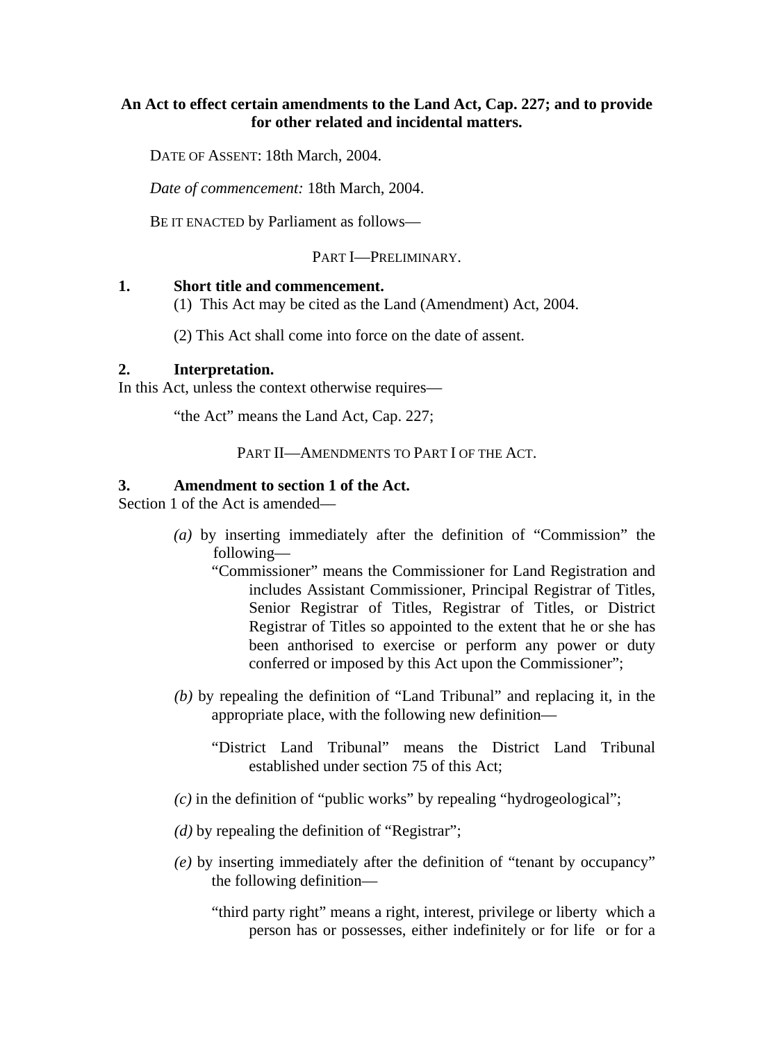**An Act to effect certain amendments to the Land Act, Cap. 227; and to provide for other related and incidental matters.**

DATE OF ASSENT: 18th March, 2004.

*Date of commencement:* 18th March, 2004.

BE IT ENACTED by Parliament as follows—

PART I—PRELIMINARY.

**1. Short title and commencement.**

(1) This Act may be cited as the Land (Amendment) Act, 2004.

(2) This Act shall come into force on the date of assent.

**2. Interpretation.**

In this Act, unless the context otherwise requires—

"the Act" means the Land Act, Cap. 227;

PART II—AMENDMENTS TO PART I OF THE ACT.

**3. Amendment to section 1 of the Act.**

Section 1 of the Act is amended—

*(a)* by inserting immediately after the definition of "Commission" the following—

"Commissioner" means the Commissioner for Land Registration and includes Assistant Commissioner, Principal Registrar of Titles, Senior Registrar of Titles, Registrar of Titles, or District Registrar of Titles so appointed to the extent that he or she has been anthorised to exercise or perform any power or duty conferred or imposed by this Act upon the Commissioner";

*(b)* by repealing the definition of "Land Tribunal" and replacing it, in the appropriate place, with the following new definition—

"District Land Tribunal" means the District Land Tribunal established under section 75 of this Act;

*(c)* in the definition of "public works" by repealing "hydrogeological";

*(d)* by repealing the definition of "Registrar";

*(e)* by inserting immediately after the definition of "tenant by occupancy" the following definition—

"third party right" means a right, interest, privilege or liberty which a person has or possesses, either indefinitely or for life or for a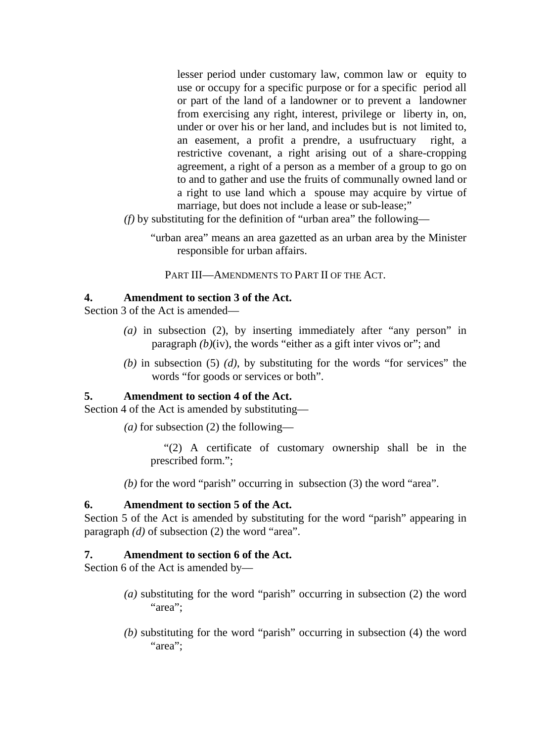lesser period under customary law, common law or equity to use or occupy for a specific purpose or for a specific period all or part of the land of a landowner or to prevent a landowner from exercising any right, interest, privilege or liberty in, on, under or over his or her land, and includes but is not limited to, an easement, a profit a prendre, a usufructuary right, a restrictive covenant, a right arising out of a share-cropping agreement, a right of a person as a member of a group to go on to and to gather and use the fruits of communally owned land or a right to use land which a spouse may acquire by virtue of marriage, but does not include a lease or sub-lease;"

*(f)* by substituting for the definition of "urban area" the following—

"urban area" means an area gazetted as an urban area by the Minister responsible for urban affairs.

PART III—AMENDMENTS TO PART II OF THE ACT.

**4. Amendment to section 3 of the Act.**

Section 3 of the Act is amended—

*(a)* in subsection (2), by inserting immediately after "any person" in paragraph *(b)*(iv), the words "either as a gift inter vivos or"; and

*(b)* in subsection (5) *(d)*, by substituting for the words "for services" the words "for goods or services or both".

**5. Amendment to section 4 of the Act.**

Section 4 of the Act is amended by substituting—

*(a)* for subsection (2) the following—

"(2) A certificate of customary ownership shall be in the prescribed form.";

*(b)* for the word "parish" occurring in subsection (3) the word "area".

**6. Amendment to section 5 of the Act.**

Section 5 of the Act is amended by substituting for the word "parish" appearing in paragraph *(d)* of subsection (2) the word "area".

**7. Amendment to section 6 of the Act.**

Section 6 of the Act is amended by—

*(a)* substituting for the word "parish" occurring in subsection (2) the word "area";

*(b)* substituting for the word "parish" occurring in subsection (4) the word "area";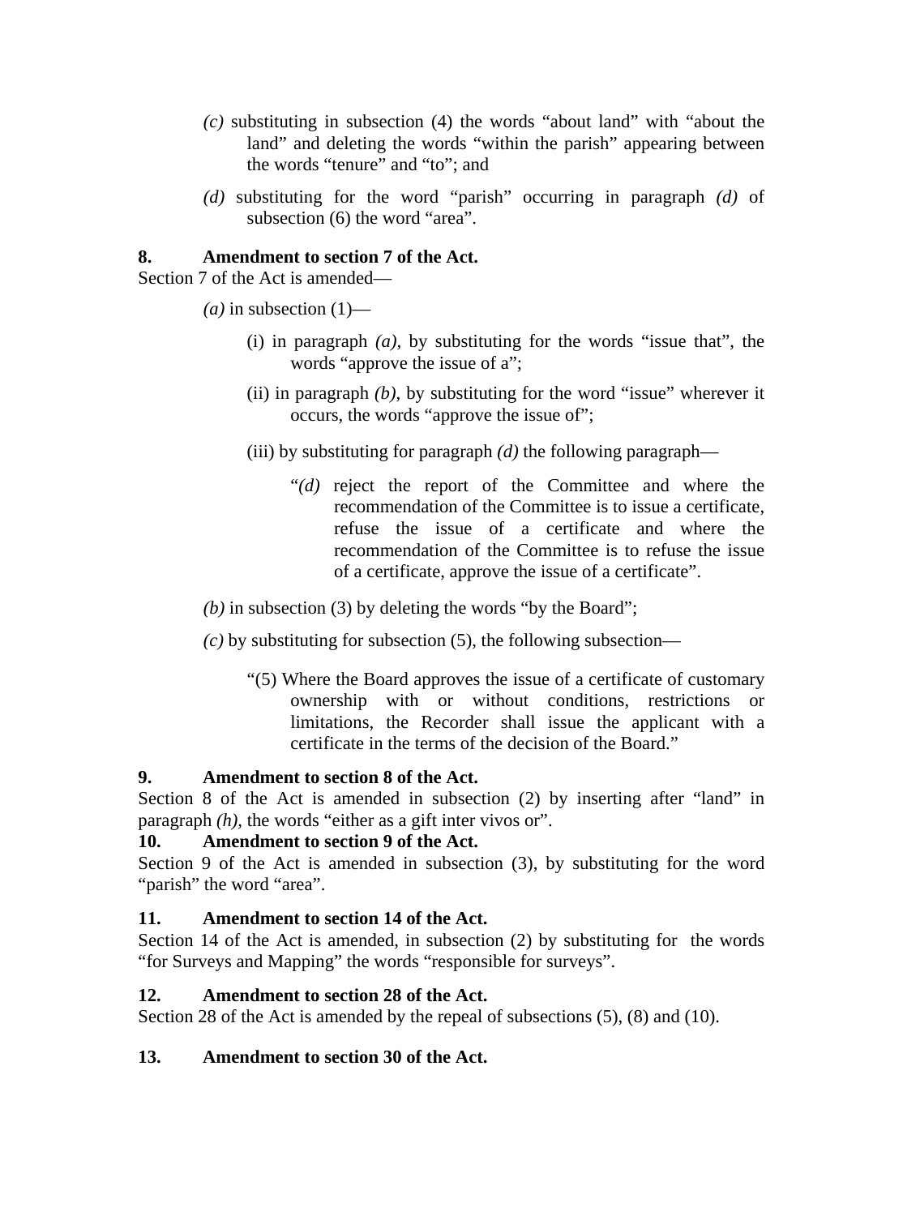*(c)* substituting in subsection (4) the words "about land" with "about the land" and deleting the words "within the parish" appearing between the words "tenure" and "to"; and

*(d)* substituting for the word "parish" occurring in paragraph *(d)* of subsection (6) the word "area".

**8. Amendment to section 7 of the Act.**

Section 7 of the Act is amended—

*(a)* in subsection (1)—

(i) in paragraph *(a)*, by substituting for the words "issue that", the words "approve the issue of a";

(ii) in paragraph *(b)*, by substituting for the word "issue" wherever it occurs, the words "approve the issue of";

(iii) by substituting for paragraph *(d)* the following paragraph—

"*(d)* reject the report of the Committee and where the recommendation of the Committee is to issue a certificate, refuse the issue of a certificate and where the recommendation of the Committee is to refuse the issue of a certificate, approve the issue of a certificate".

*(b)* in subsection (3) by deleting the words "by the Board";

*(c)* by substituting for subsection (5), the following subsection—

"(5) Where the Board approves the issue of a certificate of customary ownership with or without conditions, restrictions or limitations, the Recorder shall issue the applicant with a certificate in the terms of the decision of the Board."

**9. Amendment to section 8 of the Act.**

Section 8 of the Act is amended in subsection (2) by inserting after "land" in paragraph *(h)*, the words "either as a gift inter vivos or".

**10. Amendment to section 9 of the Act.**

Section 9 of the Act is amended in subsection (3), by substituting for the word "parish" the word "area".

**11. Amendment to section 14 of the Act.**

Section 14 of the Act is amended, in subsection (2) by substituting for the words "for Surveys and Mapping" the words "responsible for surveys".

**12. Amendment to section 28 of the Act.**

Section 28 of the Act is amended by the repeal of subsections (5), (8) and (10).

**13. Amendment to section 30 of the Act.**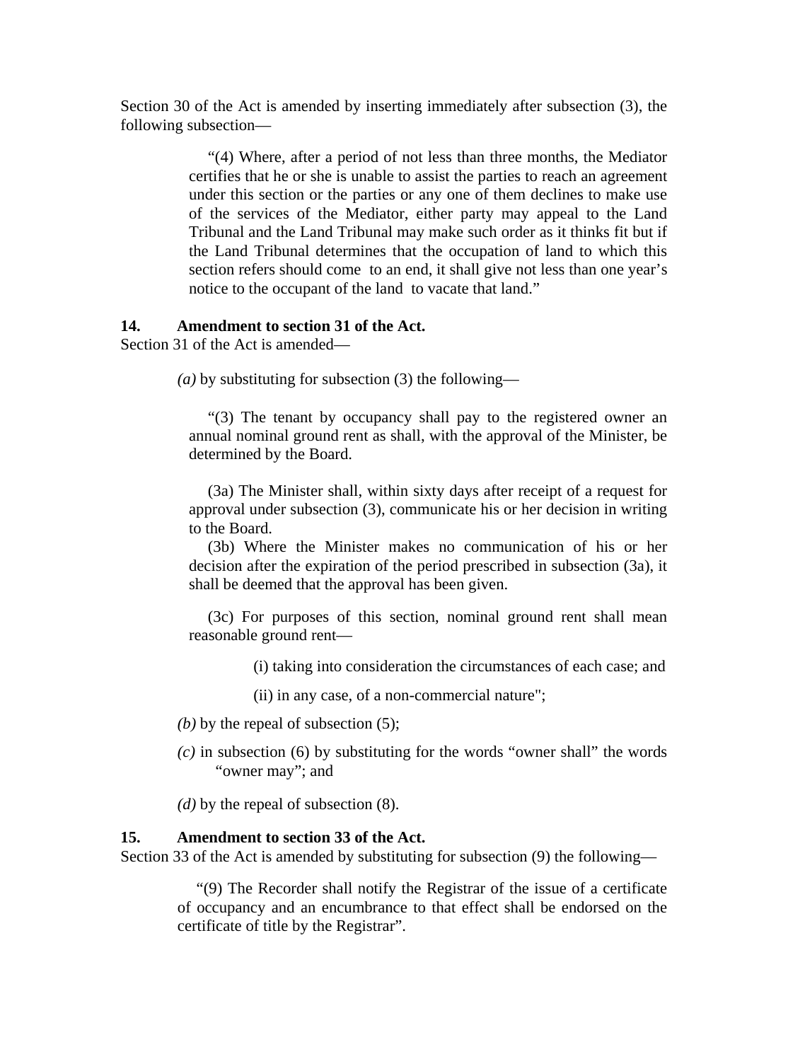Section 30 of the Act is amended by inserting immediately after subsection (3), the following subsection—

> "(4) Where, after a period of not less than three months, the Mediator certifies that he or she is unable to assist the parties to reach an agreement under this section or the parties or any one of them declines to make use of the services of the Mediator, either party may appeal to the Land Tribunal and the Land Tribunal may make such order as it thinks fit but if the Land Tribunal determines that the occupation of land to which this section refers should come to an end, it shall give not less than one year's notice to the occupant of the land to vacate that land."

**14. Amendment to section 31 of the Act.**

Section 31 of the Act is amended—

*(a)* by substituting for subsection (3) the following—

> "(3) The tenant by occupancy shall pay to the registered owner an annual nominal ground rent as shall, with the approval of the Minister, be determined by the Board.
>
> (3a) The Minister shall, within sixty days after receipt of a request for approval under subsection (3), communicate his or her decision in writing to the Board.
>
> (3b) Where the Minister makes no communication of his or her decision after the expiration of the period prescribed in subsection (3a), it shall be deemed that the approval has been given.
>
> (3c) For purposes of this section, nominal ground rent shall mean reasonable ground rent—
>
> (i) taking into consideration the circumstances of each case; and
>
> (ii) in any case, of a non-commercial nature";

*(b)* by the repeal of subsection (5);

*(c)* in subsection (6) by substituting for the words "owner shall" the words "owner may"; and

*(d)* by the repeal of subsection (8).

**15. Amendment to section 33 of the Act.**

Section 33 of the Act is amended by substituting for subsection (9) the following—

> "(9) The Recorder shall notify the Registrar of the issue of a certificate of occupancy and an encumbrance to that effect shall be endorsed on the certificate of title by the Registrar".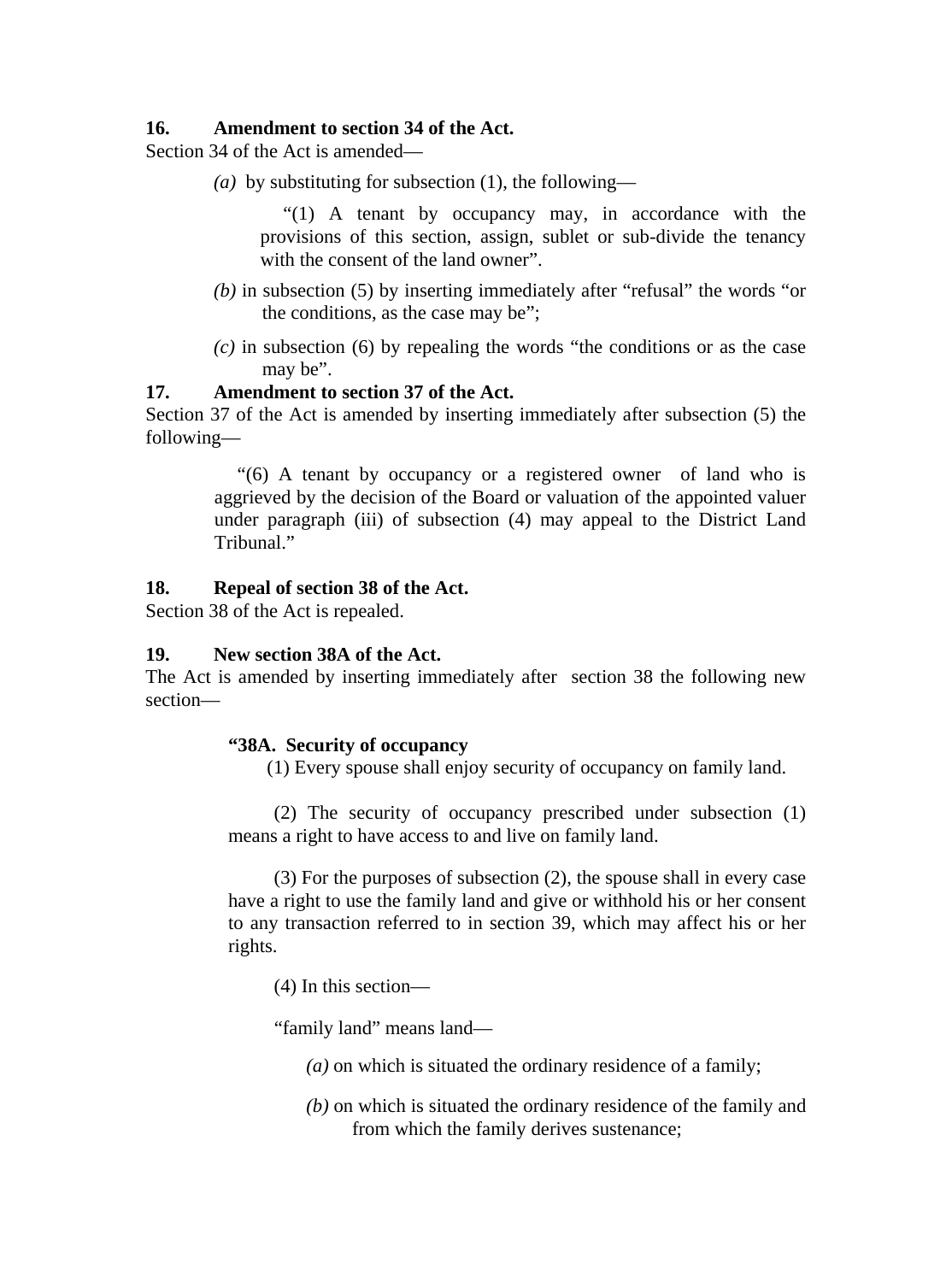**16. Amendment to section 34 of the Act.**

Section 34 of the Act is amended—

*(a)* by substituting for subsection (1), the following—

> "(1) A tenant by occupancy may, in accordance with the provisions of this section, assign, sublet or sub-divide the tenancy with the consent of the land owner".

*(b)* in subsection (5) by inserting immediately after "refusal" the words "or the conditions, as the case may be";

*(c)* in subsection (6) by repealing the words "the conditions or as the case may be".

**17. Amendment to section 37 of the Act.**

Section 37 of the Act is amended by inserting immediately after subsection (5) the following—

> "(6) A tenant by occupancy or a registered owner of land who is aggrieved by the decision of the Board or valuation of the appointed valuer under paragraph (iii) of subsection (4) may appeal to the District Land Tribunal."

**18. Repeal of section 38 of the Act.**

Section 38 of the Act is repealed.

**19. New section 38A of the Act.**

The Act is amended by inserting immediately after section 38 the following new section—

> **"38A. Security of occupancy**
>
> (1) Every spouse shall enjoy security of occupancy on family land.
>
> (2) The security of occupancy prescribed under subsection (1) means a right to have access to and live on family land.
>
> (3) For the purposes of subsection (2), the spouse shall in every case have a right to use the family land and give or withhold his or her consent to any transaction referred to in section 39, which may affect his or her rights.
>
> (4) In this section—
>
> "family land" means land—
>
> *(a)* on which is situated the ordinary residence of a family;
>
> *(b)* on which is situated the ordinary residence of the family and from which the family derives sustenance;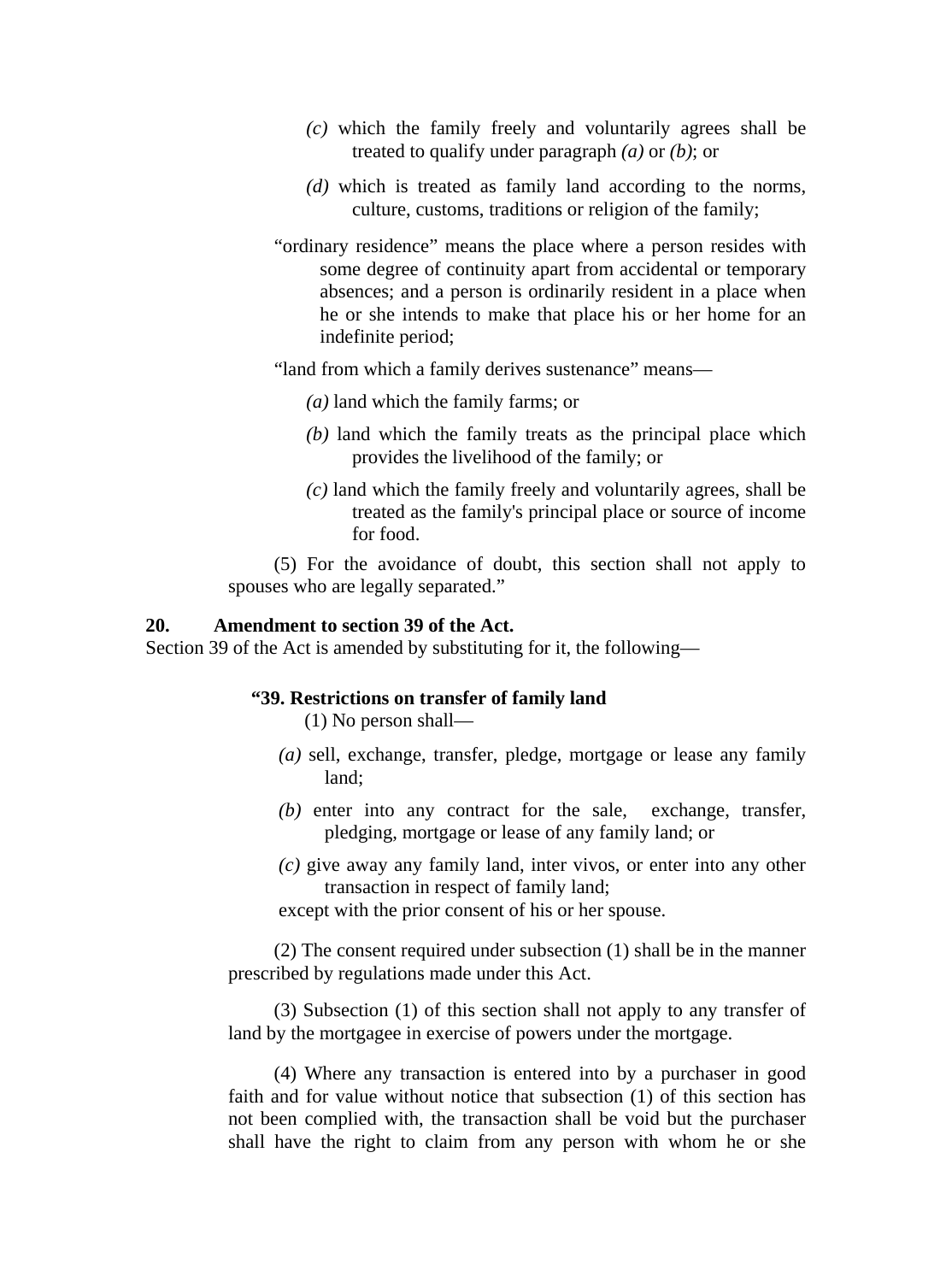*(c)* which the family freely and voluntarily agrees shall be treated to qualify under paragraph *(a)* or *(b)*; or

*(d)* which is treated as family land according to the norms, culture, customs, traditions or religion of the family;

"ordinary residence" means the place where a person resides with some degree of continuity apart from accidental or temporary absences; and a person is ordinarily resident in a place when he or she intends to make that place his or her home for an indefinite period;

"land from which a family derives sustenance" means—

*(a)* land which the family farms; or

*(b)* land which the family treats as the principal place which provides the livelihood of the family; or

*(c)* land which the family freely and voluntarily agrees, shall be treated as the family's principal place or source of income for food.

(5) For the avoidance of doubt, this section shall not apply to spouses who are legally separated."

**20. Amendment to section 39 of the Act.**

Section 39 of the Act is amended by substituting for it, the following—

**"39. Restrictions on transfer of family land**

(1) No person shall—

*(a)* sell, exchange, transfer, pledge, mortgage or lease any family land;

*(b)* enter into any contract for the sale, exchange, transfer, pledging, mortgage or lease of any family land; or

*(c)* give away any family land, inter vivos, or enter into any other transaction in respect of family land;

except with the prior consent of his or her spouse.

(2) The consent required under subsection (1) shall be in the manner prescribed by regulations made under this Act.

(3) Subsection (1) of this section shall not apply to any transfer of land by the mortgagee in exercise of powers under the mortgage.

(4) Where any transaction is entered into by a purchaser in good faith and for value without notice that subsection (1) of this section has not been complied with, the transaction shall be void but the purchaser shall have the right to claim from any person with whom he or she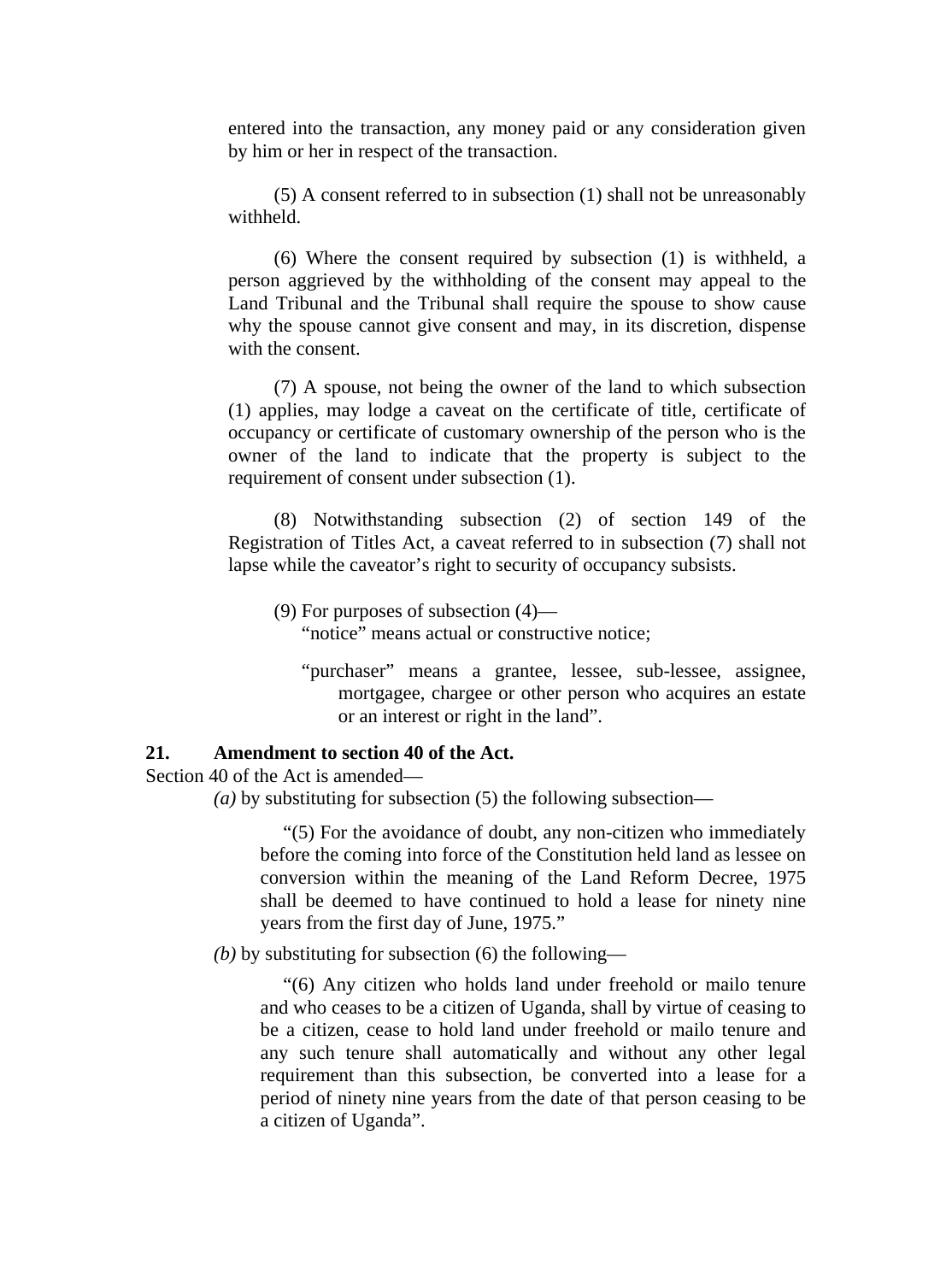entered into the transaction, any money paid or any consideration given by him or her in respect of the transaction.

(5) A consent referred to in subsection (1) shall not be unreasonably withheld.

(6) Where the consent required by subsection (1) is withheld, a person aggrieved by the withholding of the consent may appeal to the Land Tribunal and the Tribunal shall require the spouse to show cause why the spouse cannot give consent and may, in its discretion, dispense with the consent.

(7) A spouse, not being the owner of the land to which subsection (1) applies, may lodge a caveat on the certificate of title, certificate of occupancy or certificate of customary ownership of the person who is the owner of the land to indicate that the property is subject to the requirement of consent under subsection (1).

(8) Notwithstanding subsection (2) of section 149 of the Registration of Titles Act, a caveat referred to in subsection (7) shall not lapse while the caveator's right to security of occupancy subsists.

(9) For purposes of subsection (4)—
"notice" means actual or constructive notice;

"purchaser" means a grantee, lessee, sub-lessee, assignee, mortgagee, chargee or other person who acquires an estate or an interest or right in the land".

**21. Amendment to section 40 of the Act.**

Section 40 of the Act is amended—

*(a)* by substituting for subsection (5) the following subsection—

"(5) For the avoidance of doubt, any non-citizen who immediately before the coming into force of the Constitution held land as lessee on conversion within the meaning of the Land Reform Decree, 1975 shall be deemed to have continued to hold a lease for ninety nine years from the first day of June, 1975."

*(b)* by substituting for subsection (6) the following—

"(6) Any citizen who holds land under freehold or mailo tenure and who ceases to be a citizen of Uganda, shall by virtue of ceasing to be a citizen, cease to hold land under freehold or mailo tenure and any such tenure shall automatically and without any other legal requirement than this subsection, be converted into a lease for a period of ninety nine years from the date of that person ceasing to be a citizen of Uganda".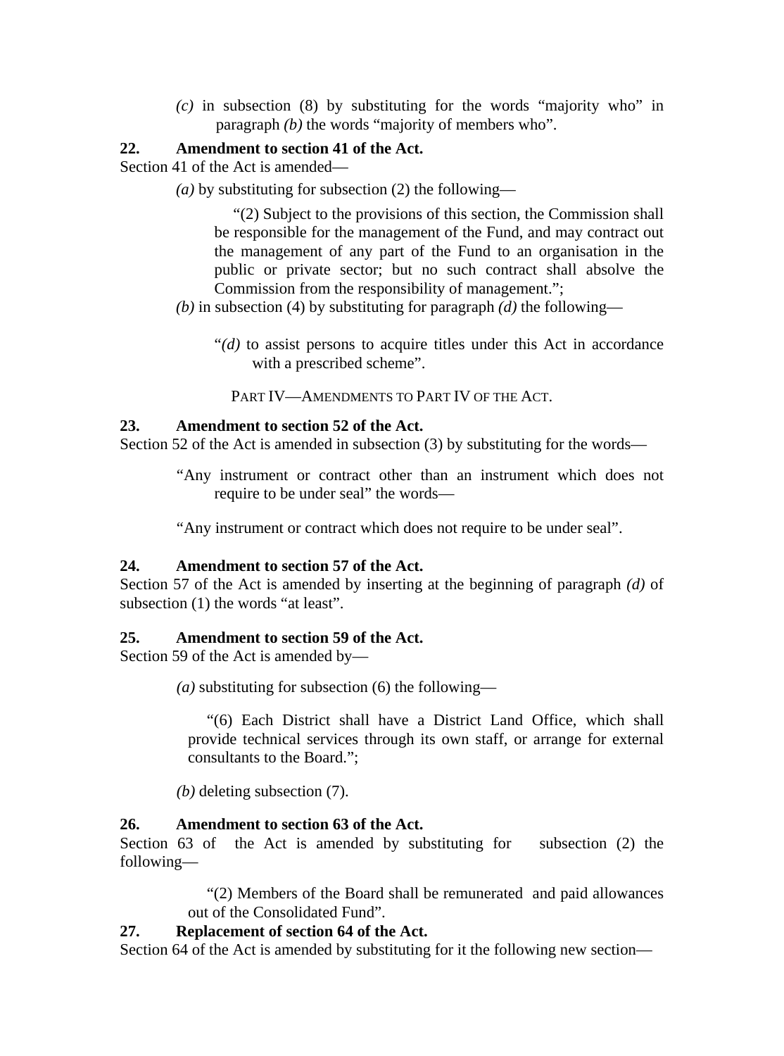*(c)* in subsection (8) by substituting for the words "majority who" in paragraph *(b)* the words "majority of members who".

**22. Amendment to section 41 of the Act.**

Section 41 of the Act is amended—

*(a)* by substituting for subsection (2) the following—

"(2) Subject to the provisions of this section, the Commission shall be responsible for the management of the Fund, and may contract out the management of any part of the Fund to an organisation in the public or private sector; but no such contract shall absolve the Commission from the responsibility of management.";

*(b)* in subsection (4) by substituting for paragraph *(d)* the following—

"*(d)* to assist persons to acquire titles under this Act in accordance with a prescribed scheme".

PART IV—AMENDMENTS TO PART IV OF THE ACT.

**23. Amendment to section 52 of the Act.**

Section 52 of the Act is amended in subsection (3) by substituting for the words—

"Any instrument or contract other than an instrument which does not require to be under seal" the words—

"Any instrument or contract which does not require to be under seal".

**24. Amendment to section 57 of the Act.**

Section 57 of the Act is amended by inserting at the beginning of paragraph *(d)* of subsection (1) the words "at least".

**25. Amendment to section 59 of the Act.**

Section 59 of the Act is amended by—

*(a)* substituting for subsection (6) the following—

"(6) Each District shall have a District Land Office, which shall provide technical services through its own staff, or arrange for external consultants to the Board.";

*(b)* deleting subsection (7).

**26. Amendment to section 63 of the Act.**

Section 63 of the Act is amended by substituting for subsection (2) the following—

"(2) Members of the Board shall be remunerated and paid allowances out of the Consolidated Fund".

**27. Replacement of section 64 of the Act.**

Section 64 of the Act is amended by substituting for it the following new section—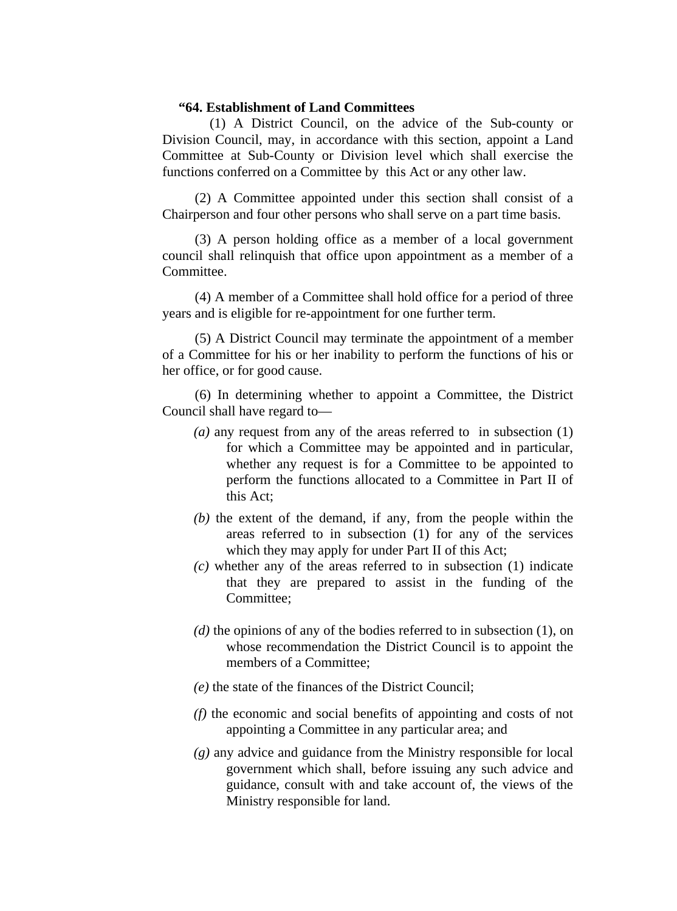**"64. Establishment of Land Committees**

(1) A District Council, on the advice of the Sub-county or Division Council, may, in accordance with this section, appoint a Land Committee at Sub-County or Division level which shall exercise the functions conferred on a Committee by this Act or any other law.

(2) A Committee appointed under this section shall consist of a Chairperson and four other persons who shall serve on a part time basis.

(3) A person holding office as a member of a local government council shall relinquish that office upon appointment as a member of a Committee.

(4) A member of a Committee shall hold office for a period of three years and is eligible for re-appointment for one further term.

(5) A District Council may terminate the appointment of a member of a Committee for his or her inability to perform the functions of his or her office, or for good cause.

(6) In determining whether to appoint a Committee, the District Council shall have regard to—

*(a)* any request from any of the areas referred to in subsection (1) for which a Committee may be appointed and in particular, whether any request is for a Committee to be appointed to perform the functions allocated to a Committee in Part II of this Act;

*(b)* the extent of the demand, if any, from the people within the areas referred to in subsection (1) for any of the services which they may apply for under Part II of this Act;

*(c)* whether any of the areas referred to in subsection (1) indicate that they are prepared to assist in the funding of the Committee;

*(d)* the opinions of any of the bodies referred to in subsection (1), on whose recommendation the District Council is to appoint the members of a Committee;

*(e)* the state of the finances of the District Council;

*(f)* the economic and social benefits of appointing and costs of not appointing a Committee in any particular area; and

*(g)* any advice and guidance from the Ministry responsible for local government which shall, before issuing any such advice and guidance, consult with and take account of, the views of the Ministry responsible for land.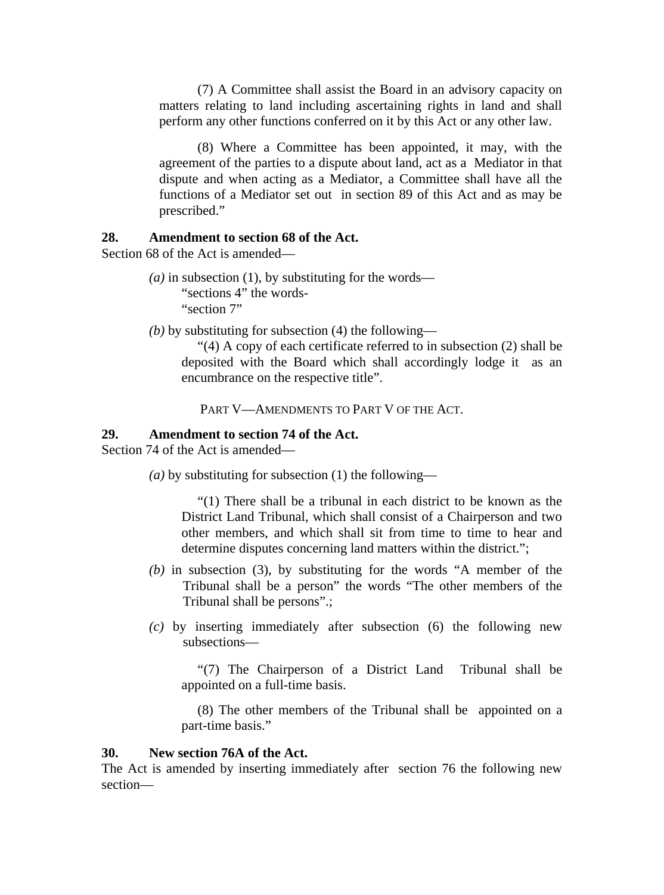(7) A Committee shall assist the Board in an advisory capacity on matters relating to land including ascertaining rights in land and shall perform any other functions conferred on it by this Act or any other law.

(8) Where a Committee has been appointed, it may, with the agreement of the parties to a dispute about land, act as a Mediator in that dispute and when acting as a Mediator, a Committee shall have all the functions of a Mediator set out in section 89 of this Act and as may be prescribed."

**28. Amendment to section 68 of the Act.**

Section 68 of the Act is amended—

*(a)* in subsection (1), by substituting for the words—
"sections 4" the words-
"section 7"

*(b)* by substituting for subsection (4) the following—

"(4) A copy of each certificate referred to in subsection (2) shall be deposited with the Board which shall accordingly lodge it as an encumbrance on the respective title".

PART V—AMENDMENTS TO PART V OF THE ACT.

**29. Amendment to section 74 of the Act.**

Section 74 of the Act is amended—

*(a)* by substituting for subsection (1) the following—

"(1) There shall be a tribunal in each district to be known as the District Land Tribunal, which shall consist of a Chairperson and two other members, and which shall sit from time to time to hear and determine disputes concerning land matters within the district.";

*(b)* in subsection (3), by substituting for the words "A member of the Tribunal shall be a person" the words "The other members of the Tribunal shall be persons".;

*(c)* by inserting immediately after subsection (6) the following new subsections—

"(7) The Chairperson of a District Land Tribunal shall be appointed on a full-time basis.

(8) The other members of the Tribunal shall be appointed on a part-time basis."

**30. New section 76A of the Act.**

The Act is amended by inserting immediately after section 76 the following new section—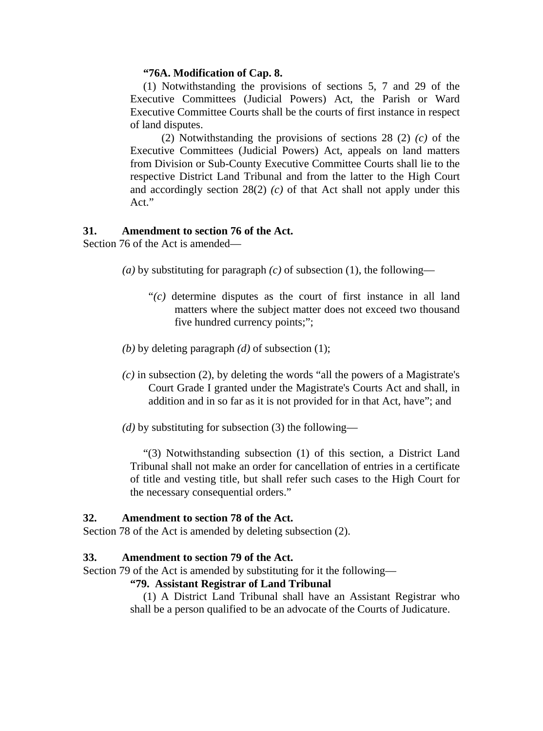**"76A. Modification of Cap. 8.**

(1) Notwithstanding the provisions of sections 5, 7 and 29 of the Executive Committees (Judicial Powers) Act, the Parish or Ward Executive Committee Courts shall be the courts of first instance in respect of land disputes.

(2) Notwithstanding the provisions of sections 28 (2) *(c)* of the Executive Committees (Judicial Powers) Act, appeals on land matters from Division or Sub-County Executive Committee Courts shall lie to the respective District Land Tribunal and from the latter to the High Court and accordingly section 28(2) *(c)* of that Act shall not apply under this Act."

**31. Amendment to section 76 of the Act.**

Section 76 of the Act is amended—

*(a)* by substituting for paragraph *(c)* of subsection (1), the following—

"*(c)* determine disputes as the court of first instance in all land matters where the subject matter does not exceed two thousand five hundred currency points;";

*(b)* by deleting paragraph *(d)* of subsection (1);

*(c)* in subsection (2), by deleting the words "all the powers of a Magistrate's Court Grade I granted under the Magistrate's Courts Act and shall, in addition and in so far as it is not provided for in that Act, have"; and

*(d)* by substituting for subsection (3) the following—

"(3) Notwithstanding subsection (1) of this section, a District Land Tribunal shall not make an order for cancellation of entries in a certificate of title and vesting title, but shall refer such cases to the High Court for the necessary consequential orders."

**32. Amendment to section 78 of the Act.**

Section 78 of the Act is amended by deleting subsection (2).

**33. Amendment to section 79 of the Act.**

Section 79 of the Act is amended by substituting for it the following—

**"79. Assistant Registrar of Land Tribunal**

(1) A District Land Tribunal shall have an Assistant Registrar who shall be a person qualified to be an advocate of the Courts of Judicature.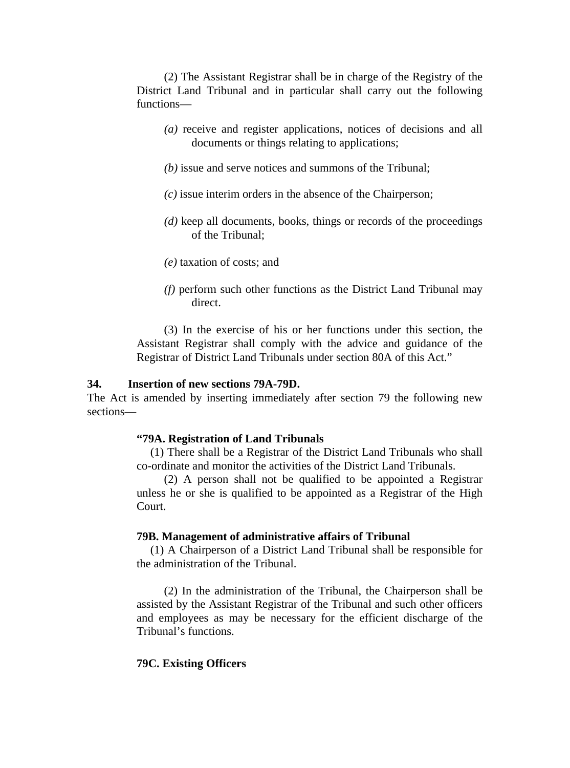(2) The Assistant Registrar shall be in charge of the Registry of the District Land Tribunal and in particular shall carry out the following functions—

*(a)* receive and register applications, notices of decisions and all documents or things relating to applications;

*(b)* issue and serve notices and summons of the Tribunal;

*(c)* issue interim orders in the absence of the Chairperson;

*(d)* keep all documents, books, things or records of the proceedings of the Tribunal;

*(e)* taxation of costs; and

*(f)* perform such other functions as the District Land Tribunal may direct.

(3) In the exercise of his or her functions under this section, the Assistant Registrar shall comply with the advice and guidance of the Registrar of District Land Tribunals under section 80A of this Act."

**34. Insertion of new sections 79A-79D.**

The Act is amended by inserting immediately after section 79 the following new sections—

**"79A. Registration of Land Tribunals**

(1) There shall be a Registrar of the District Land Tribunals who shall co-ordinate and monitor the activities of the District Land Tribunals.

(2) A person shall not be qualified to be appointed a Registrar unless he or she is qualified to be appointed as a Registrar of the High Court.

**79B. Management of administrative affairs of Tribunal**

(1) A Chairperson of a District Land Tribunal shall be responsible for the administration of the Tribunal.

(2) In the administration of the Tribunal, the Chairperson shall be assisted by the Assistant Registrar of the Tribunal and such other officers and employees as may be necessary for the efficient discharge of the Tribunal's functions.

**79C. Existing Officers**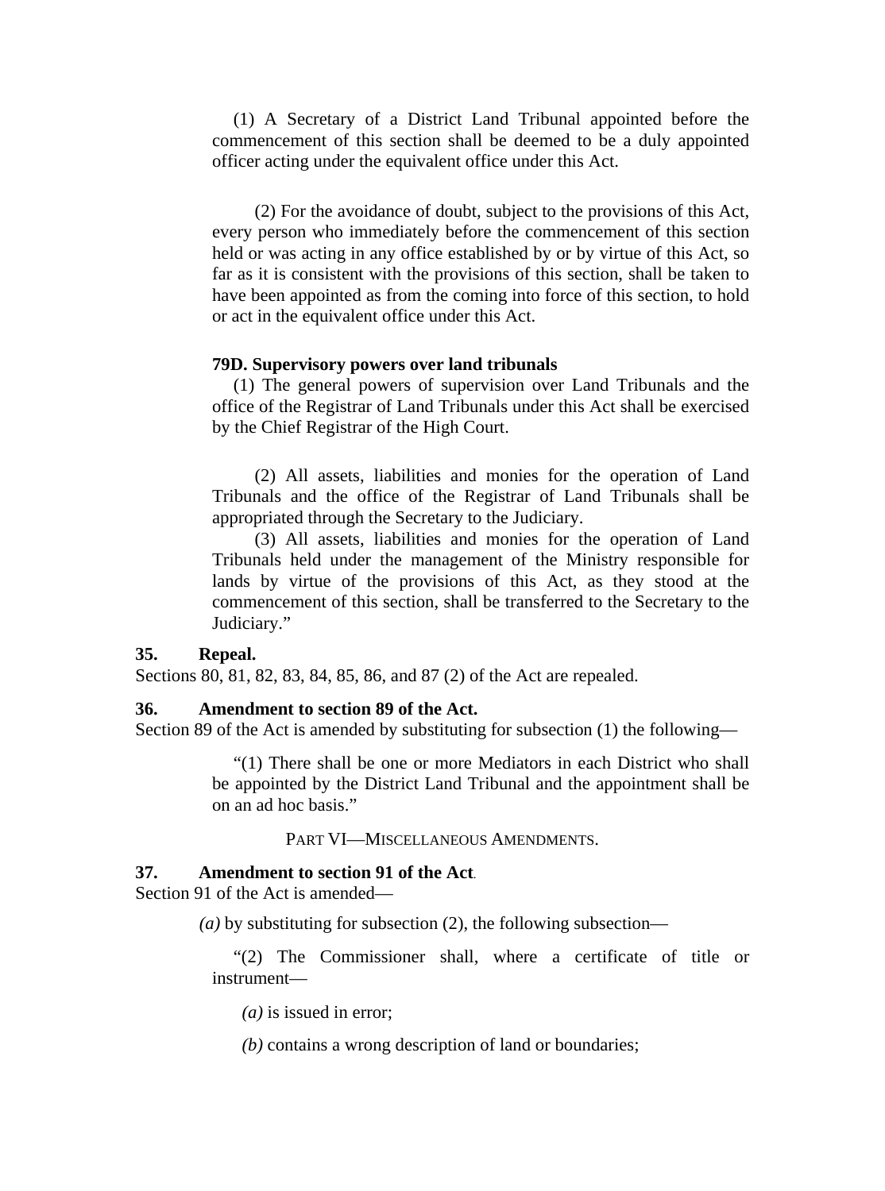(1) A Secretary of a District Land Tribunal appointed before the commencement of this section shall be deemed to be a duly appointed officer acting under the equivalent office under this Act.

(2) For the avoidance of doubt, subject to the provisions of this Act, every person who immediately before the commencement of this section held or was acting in any office established by or by virtue of this Act, so far as it is consistent with the provisions of this section, shall be taken to have been appointed as from the coming into force of this section, to hold or act in the equivalent office under this Act.

**79D. Supervisory powers over land tribunals**

(1) The general powers of supervision over Land Tribunals and the office of the Registrar of Land Tribunals under this Act shall be exercised by the Chief Registrar of the High Court.

(2) All assets, liabilities and monies for the operation of Land Tribunals and the office of the Registrar of Land Tribunals shall be appropriated through the Secretary to the Judiciary.

(3) All assets, liabilities and monies for the operation of Land Tribunals held under the management of the Ministry responsible for lands by virtue of the provisions of this Act, as they stood at the commencement of this section, shall be transferred to the Secretary to the Judiciary."

**35. Repeal.**

Sections 80, 81, 82, 83, 84, 85, 86, and 87 (2) of the Act are repealed.

**36. Amendment to section 89 of the Act.**

Section 89 of the Act is amended by substituting for subsection (1) the following—

"(1) There shall be one or more Mediators in each District who shall be appointed by the District Land Tribunal and the appointment shall be on an ad hoc basis."

PART VI—MISCELLANEOUS AMENDMENTS.

**37. Amendment to section 91 of the Act.**

Section 91 of the Act is amended—

*(a)* by substituting for subsection (2), the following subsection—

"(2) The Commissioner shall, where a certificate of title or instrument—

*(a)* is issued in error;

*(b)* contains a wrong description of land or boundaries;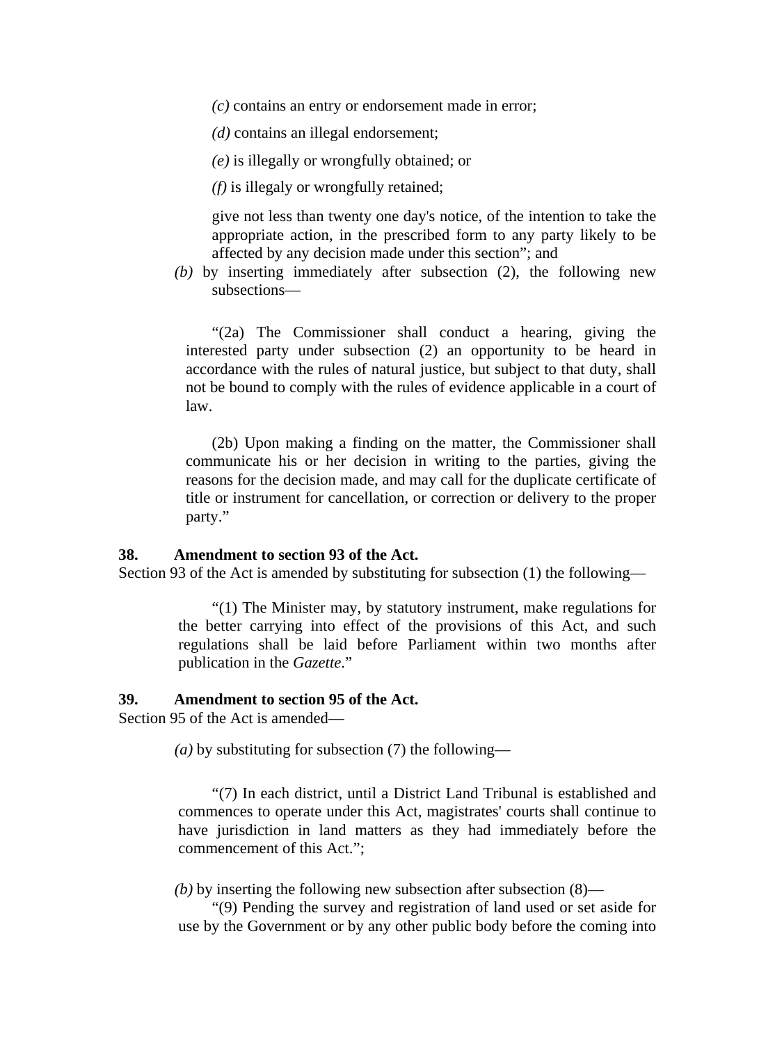*(c)* contains an entry or endorsement made in error;

*(d)* contains an illegal endorsement;

*(e)* is illegally or wrongfully obtained; or

*(f)* is illegaly or wrongfully retained;

give not less than twenty one day's notice, of the intention to take the appropriate action, in the prescribed form to any party likely to be affected by any decision made under this section"; and

*(b)* by inserting immediately after subsection (2), the following new subsections—

"(2a) The Commissioner shall conduct a hearing, giving the interested party under subsection (2) an opportunity to be heard in accordance with the rules of natural justice, but subject to that duty, shall not be bound to comply with the rules of evidence applicable in a court of law.

(2b) Upon making a finding on the matter, the Commissioner shall communicate his or her decision in writing to the parties, giving the reasons for the decision made, and may call for the duplicate certificate of title or instrument for cancellation, or correction or delivery to the proper party."

**38. Amendment to section 93 of the Act.**

Section 93 of the Act is amended by substituting for subsection (1) the following—

"(1) The Minister may, by statutory instrument, make regulations for the better carrying into effect of the provisions of this Act, and such regulations shall be laid before Parliament within two months after publication in the *Gazette*."

**39. Amendment to section 95 of the Act.**

Section 95 of the Act is amended—

*(a)* by substituting for subsection (7) the following—

"(7) In each district, until a District Land Tribunal is established and commences to operate under this Act, magistrates' courts shall continue to have jurisdiction in land matters as they had immediately before the commencement of this Act.";

*(b)* by inserting the following new subsection after subsection (8)—

"(9) Pending the survey and registration of land used or set aside for use by the Government or by any other public body before the coming into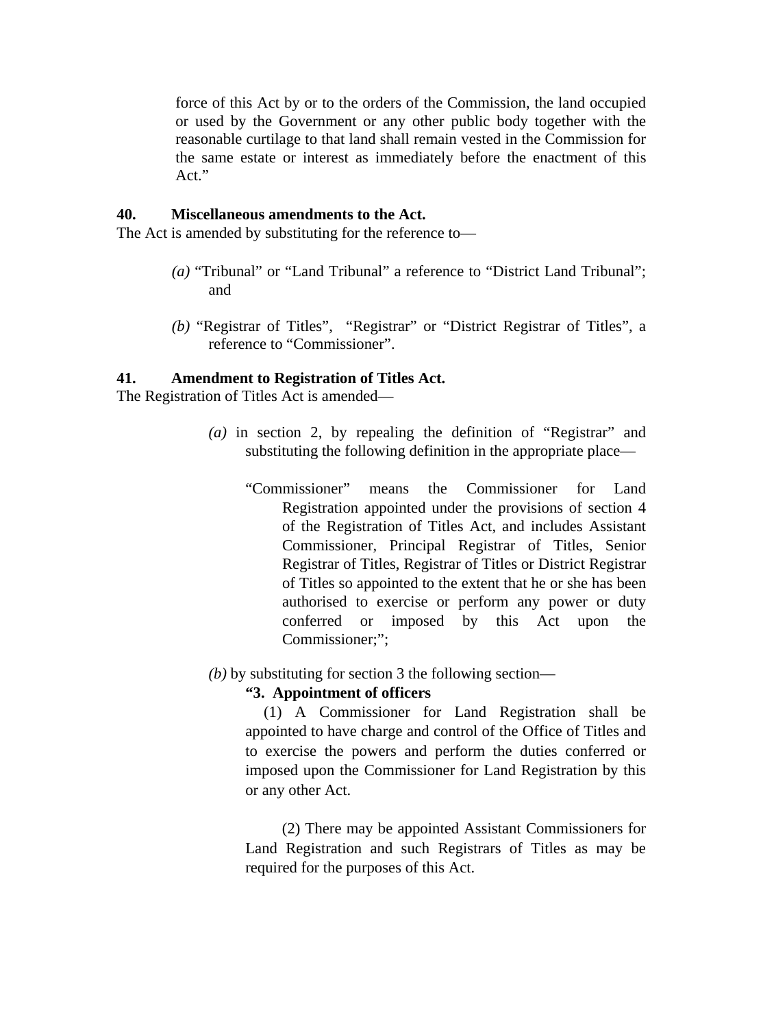force of this Act by or to the orders of the Commission, the land occupied or used by the Government or any other public body together with the reasonable curtilage to that land shall remain vested in the Commission for the same estate or interest as immediately before the enactment of this Act."

**40. Miscellaneous amendments to the Act.**

The Act is amended by substituting for the reference to—

> *(a)* "Tribunal" or "Land Tribunal" a reference to "District Land Tribunal"; and
>
> *(b)* "Registrar of Titles", "Registrar" or "District Registrar of Titles", a reference to "Commissioner".

**41. Amendment to Registration of Titles Act.**

The Registration of Titles Act is amended—

> *(a)* in section 2, by repealing the definition of "Registrar" and substituting the following definition in the appropriate place—
>
> > "Commissioner" means the Commissioner for Land Registration appointed under the provisions of section 4 of the Registration of Titles Act, and includes Assistant Commissioner, Principal Registrar of Titles, Senior Registrar of Titles, Registrar of Titles or District Registrar of Titles so appointed to the extent that he or she has been authorised to exercise or perform any power or duty conferred or imposed by this Act upon the Commissioner;";
>
> *(b)* by substituting for section 3 the following section—
>
> > **"3. Appointment of officers**
> >
> > (1) A Commissioner for Land Registration shall be appointed to have charge and control of the Office of Titles and to exercise the powers and perform the duties conferred or imposed upon the Commissioner for Land Registration by this or any other Act.
> >
> > (2) There may be appointed Assistant Commissioners for Land Registration and such Registrars of Titles as may be required for the purposes of this Act.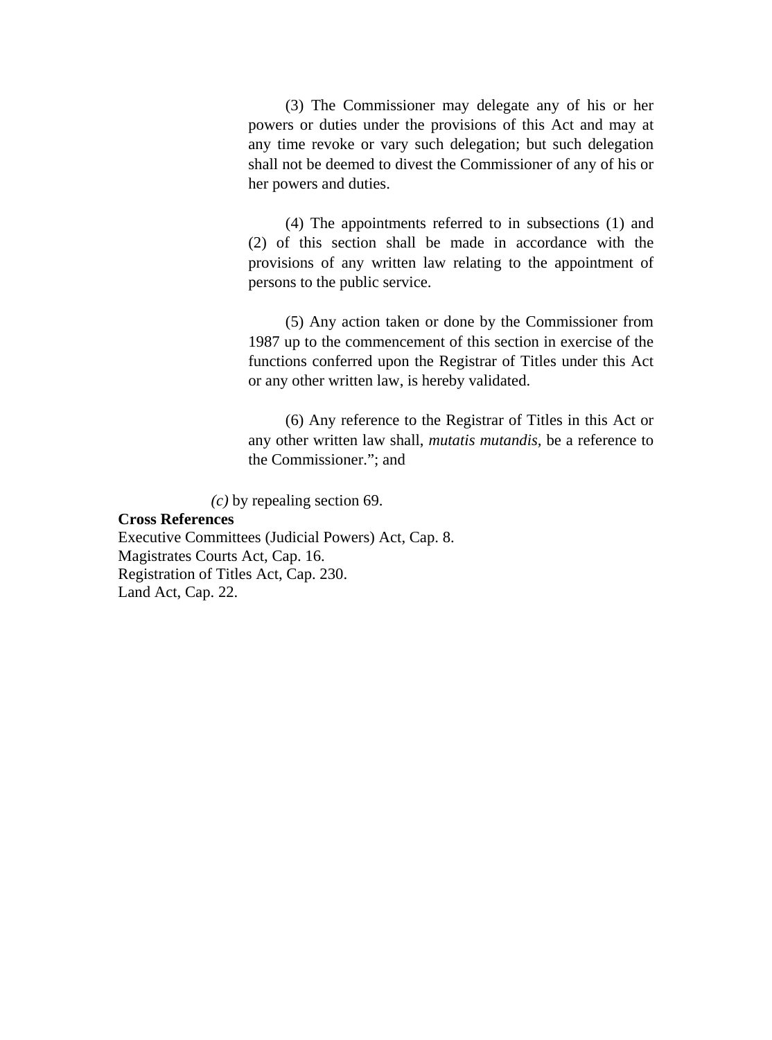(3) The Commissioner may delegate any of his or her powers or duties under the provisions of this Act and may at any time revoke or vary such delegation; but such delegation shall not be deemed to divest the Commissioner of any of his or her powers and duties.

(4) The appointments referred to in subsections (1) and (2) of this section shall be made in accordance with the provisions of any written law relating to the appointment of persons to the public service.

(5) Any action taken or done by the Commissioner from 1987 up to the commencement of this section in exercise of the functions conferred upon the Registrar of Titles under this Act or any other written law, is hereby validated.

(6) Any reference to the Registrar of Titles in this Act or any other written law shall, *mutatis mutandis*, be a reference to the Commissioner."; and

*(c)* by repealing section 69.

**Cross References**

Executive Committees (Judicial Powers) Act, Cap. 8.
Magistrates Courts Act, Cap. 16.
Registration of Titles Act, Cap. 230.
Land Act, Cap. 22.